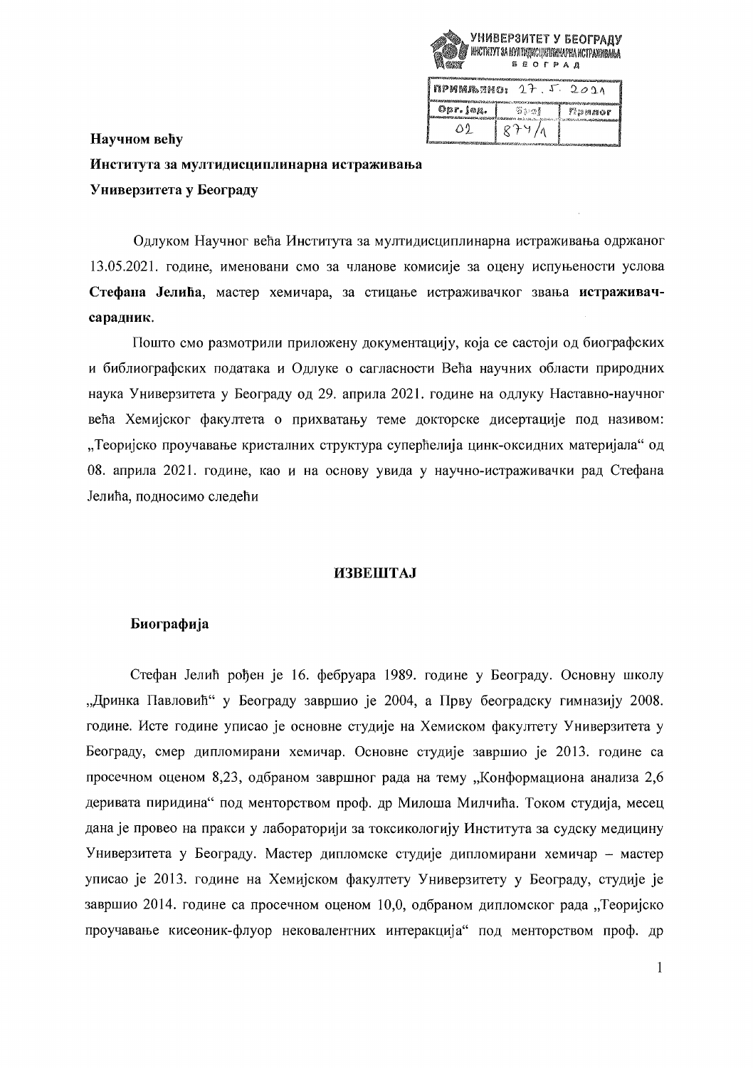УНИВЕРЗИТЕТ У БЕОГРАДУ
ИНСТИТУТ ЗА МУЛТИДИСЦИПЛИНАРНА ИСТРАЖИВАЊА
БЕОГРАД

| ПРИМЉЕНО: 27. 5. 2021 | | |
|---|---|---|
| Орг. јед. | Број | Прилог |
| 02 | 874/1 | |

**Научном већу**

**Института за мултидисциплинарна истраживања**

**Универзитета у Београду**

Одлуком Научног већа Института за мултидисциплинарна истраживања одржаног 13.05.2021. године, именовани смо за чланове комисије за оцену испуњености услова **Стефана Јелића**, мастер хемичара, за стицање истраживачког звања **истраживач-сарадник**.

Пошто смо размотрили приложену документацију, која се састоји од биографских и библиографских података и Одлуке о сагласности Већа научних области природних наука Универзитета у Београду од 29. априла 2021. године на одлуку Наставно-научног већа Хемијског факултета о прихватању теме докторске дисертације под називом: „Теоријско проучавање кристалних структура суперћелија цинк-оксидних материјала" од 08. априла 2021. године, као и на основу увида у научно-истраживачки рад Стефана Јелића, подносимо следећи

## ИЗВЕШТАЈ

### Биографија

Стефан Јелић рођен је 16. фебруара 1989. године у Београду. Основну школу „Дринка Павловић" у Београду завршио је 2004, а Прву београдску гимназију 2008. године. Исте године уписао је основне студије на Хемиском факултету Универзитета у Београду, смер дипломирани хемичар. Основне студије завршио је 2013. године са просечном оценом 8,23, одбраном завршног рада на тему „Конформациона анализа 2,6 деривата пиридина" под менторством проф. др Милоша Милчића. Током студија, месец дана је провео на пракси у лабораторији за токсикологију Института за судску медицину Универзитета у Београду. Мастер дипломске студије дипломирани хемичар – мастер уписао је 2013. године на Хемијском факултету Универзитету у Београду, студије је завршио 2014. године са просечном оценом 10,0, одбраном дипломског рада „Теоријско проучавање кисеоник-флуор нековалентних интеракција" под менторством проф. др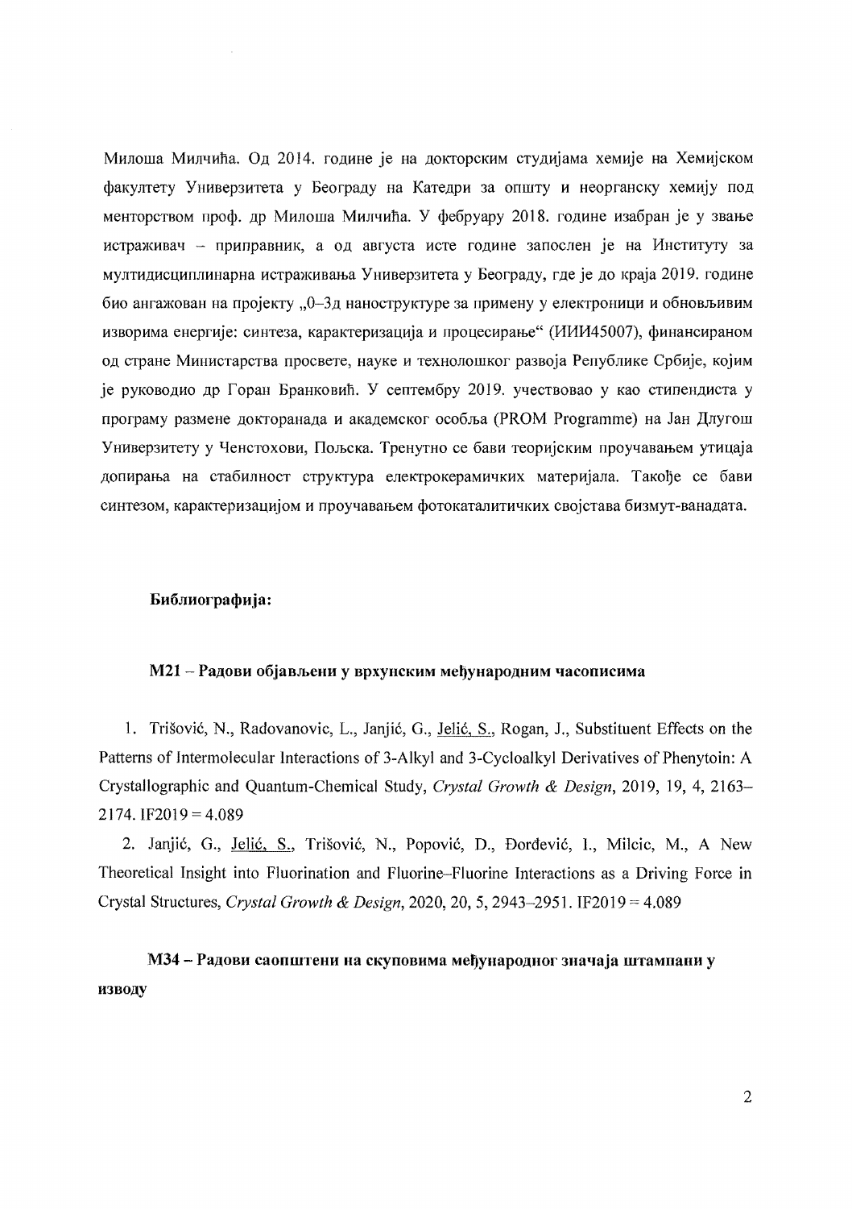Милоша Милчића. Од 2014. године је на докторским студијама хемије на Хемијском факултету Универзитета у Београду на Катедри за општу и неорганску хемију под менторством проф. др Милоша Милчића. У фебруару 2018. године изабран је у звање истраживач – приправник, а од августа исте године запослен је на Институту за мултидисциплинарна истраживања Универзитета у Београду, где је до краја 2019. године био ангажован на пројекту „0–3д наноструктуре за примену у електроници и обновљивим изворима енергије: синтеза, карактеризација и процесирање" (ИИИ45007), финансираном од стране Министарства просвете, науке и технолошког развоја Републике Србије, којим је руководио др Горан Бранковић. У септембру 2019. учествовао у као стипендиста у програму размене докторанада и академског особља (PROM Programme) на Јан Длугош Универзитету у Ченстохови, Пољска. Тренутно се бави теоријским проучавањем утицаја допирања на стабилност структура електрокерамичких материјала. Такође се бави синтезом, карактеризацијом и проучавањем фотокаталитичких својстава бизмут-ванадата.

**Библиографија:**

**M21 – Радови објављени у врхунским међународним часописима**

1. Trišović, N., Radovanovic, L., Janjić, G., Jelić, S., Rogan, J., Substituent Effects on the Patterns of Intermolecular Interactions of 3-Alkyl and 3-Cycloalkyl Derivatives of Phenytoin: A Crystallographic and Quantum-Chemical Study, *Crystal Growth & Design*, 2019, 19, 4, 2163–2174. IF2019 = 4.089
2. Janjić, G., Jelić, S., Trišović, N., Popović, D., Đorđević, I., Milcic, M., A New Theoretical Insight into Fluorination and Fluorine–Fluorine Interactions as a Driving Force in Crystal Structures, *Crystal Growth & Design*, 2020, 20, 5, 2943–2951. IF2019 = 4.089

**M34 – Радови саопштени на скуповима међународног значаја штампани у изводу**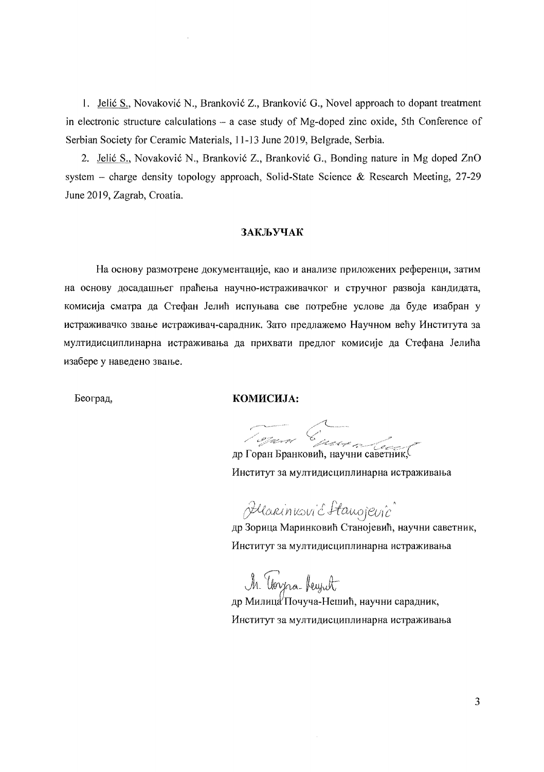1. Jelić S., Novaković N., Branković Z., Branković G., Novel approach to dopant treatment in electronic structure calculations – a case study of Mg-doped zinc oxide, 5th Conference of Serbian Society for Ceramic Materials, 11-13 June 2019, Belgrade, Serbia.

2. Jelić S., Novaković N., Branković Z., Branković G., Bonding nature in Mg doped ZnO system – charge density topology approach, Solid-State Science & Research Meeting, 27-29 June 2019, Zagrab, Croatia.

## ЗАКЉУЧАК

На основу размотрене документације, као и анализе приложених референци, затим на основу досадашњег праћења научно-истраживачког и стручног развоја кандидата, комисија сматра да Стефан Јелић испуњава све потребне услове да буде изабран у истраживачко звање истраживач-сарадник. Зато предлажемо Научном већу Института за мултидисциплинарна истраживања да прихвати предлог комисије да Стефана Јелића изабере у наведено звање.

Београд,

**КОМИСИЈА:**

др Горан Бранковић, научни саветник,
Институт за мултидисциплинарна истраживања

др Зорица Маринковић Станојевић, научни саветник,
Институт за мултидисциплинарна истраживања

др Милица Почуча-Нешић, научни сарадник,
Институт за мултидисциплинарна истраживања